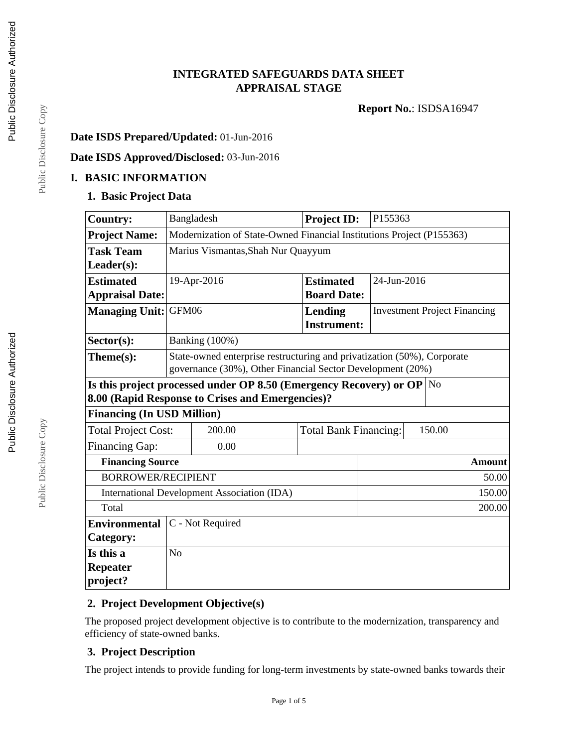# INTEGRATED SAFEGUARDS DATA SHEET
## APPRAISAL STAGE

**Report No.**: ISDSA16947

**Date ISDS Prepared/Updated:** 01-Jun-2016

**Date ISDS Approved/Disclosed:** 03-Jun-2016

## I. BASIC INFORMATION

### 1. Basic Project Data

| | | | |
|---|---|---|---|
| **Country:** | Bangladesh | **Project ID:** | P155363 |
| **Project Name:** | Modernization of State-Owned Financial Institutions Project (P155363) | | |
| **Task Team Leader(s):** | Marius Vismantas,Shah Nur Quayyum | | |
| **Estimated Appraisal Date:** | 19-Apr-2016 | **Estimated Board Date:** | 24-Jun-2016 |
| **Managing Unit:** | GFM06 | **Lending Instrument:** | Investment Project Financing |
| **Sector(s):** | Banking (100%) | | |
| **Theme(s):** | State-owned enterprise restructuring and privatization (50%), Corporate governance (30%), Other Financial Sector Development (20%) | | |
| **Is this project processed under OP 8.50 (Emergency Recovery) or OP 8.00 (Rapid Response to Crises and Emergencies)?** | | | No |
| **Financing (In USD Million)** | | | |
| Total Project Cost: | 200.00 | Total Bank Financing: | 150.00 |
| Financing Gap: | 0.00 | | |
| **Financing Source** | | | **Amount** |
| BORROWER/RECIPIENT | | | 50.00 |
| International Development Association (IDA) | | | 150.00 |
| Total | | | 200.00 |
| **Environmental Category:** | C - Not Required | | |
| **Is this a Repeater project?** | No | | |

### 2. Project Development Objective(s)

The proposed project development objective is to contribute to the modernization, transparency and efficiency of state-owned banks.

### 3. Project Description

The project intends to provide funding for long-term investments by state-owned banks towards their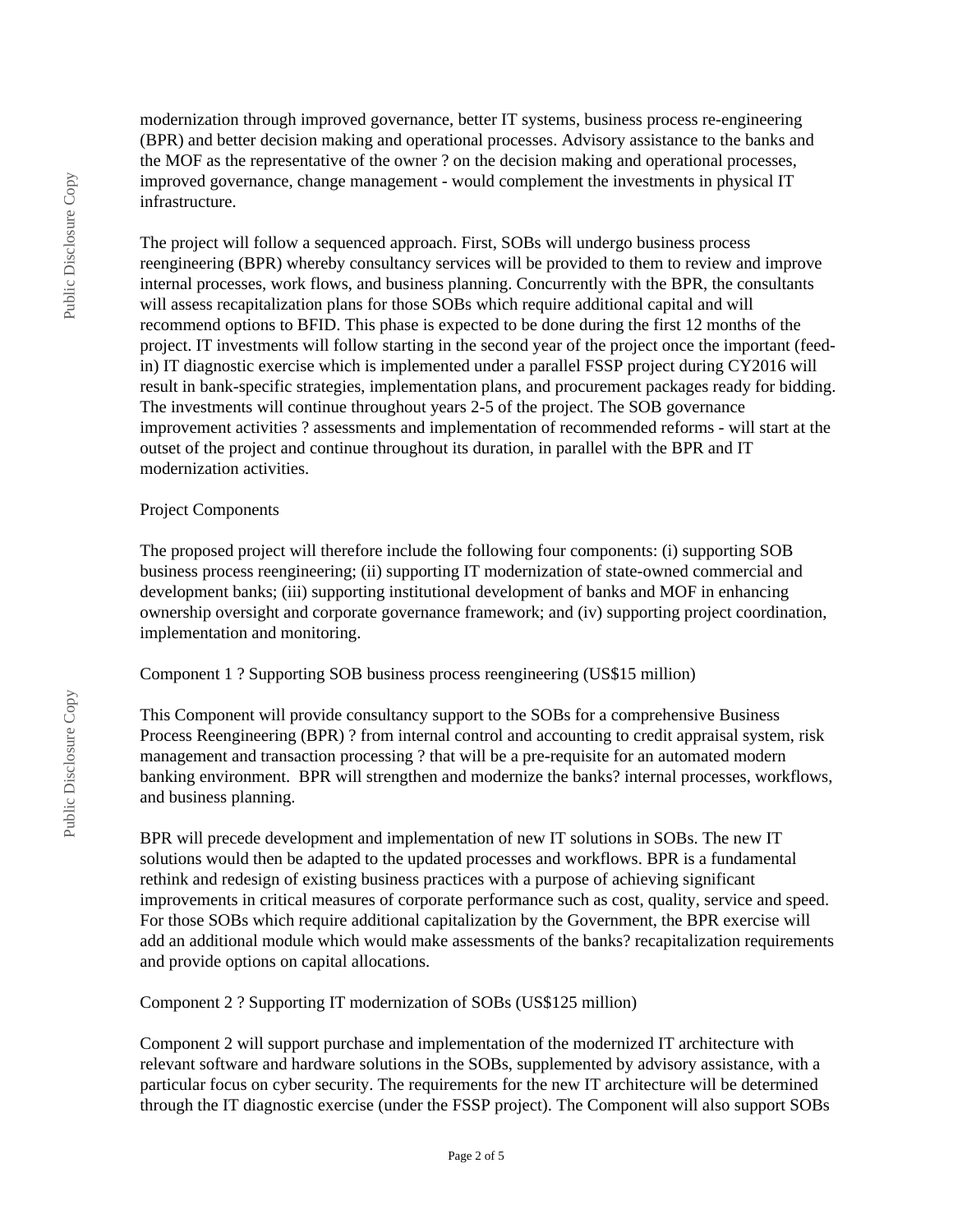modernization through improved governance, better IT systems, business process re-engineering (BPR) and better decision making and operational processes. Advisory assistance to the banks and the MOF as the representative of the owner ? on the decision making and operational processes, improved governance, change management - would complement the investments in physical IT infrastructure.

The project will follow a sequenced approach. First, SOBs will undergo business process reengineering (BPR) whereby consultancy services will be provided to them to review and improve internal processes, work flows, and business planning. Concurrently with the BPR, the consultants will assess recapitalization plans for those SOBs which require additional capital and will recommend options to BFID. This phase is expected to be done during the first 12 months of the project. IT investments will follow starting in the second year of the project once the important (feed-in) IT diagnostic exercise which is implemented under a parallel FSSP project during CY2016 will result in bank-specific strategies, implementation plans, and procurement packages ready for bidding. The investments will continue throughout years 2-5 of the project. The SOB governance improvement activities ? assessments and implementation of recommended reforms - will start at the outset of the project and continue throughout its duration, in parallel with the BPR and IT modernization activities.

## Project Components

The proposed project will therefore include the following four components: (i) supporting SOB business process reengineering; (ii) supporting IT modernization of state-owned commercial and development banks; (iii) supporting institutional development of banks and MOF in enhancing ownership oversight and corporate governance framework; and (iv) supporting project coordination, implementation and monitoring.

### Component 1 ? Supporting SOB business process reengineering (US$15 million)

This Component will provide consultancy support to the SOBs for a comprehensive Business Process Reengineering (BPR) ? from internal control and accounting to credit appraisal system, risk management and transaction processing ? that will be a pre-requisite for an automated modern banking environment. BPR will strengthen and modernize the banks? internal processes, workflows, and business planning.

BPR will precede development and implementation of new IT solutions in SOBs. The new IT solutions would then be adapted to the updated processes and workflows. BPR is a fundamental rethink and redesign of existing business practices with a purpose of achieving significant improvements in critical measures of corporate performance such as cost, quality, service and speed. For those SOBs which require additional capitalization by the Government, the BPR exercise will add an additional module which would make assessments of the banks? recapitalization requirements and provide options on capital allocations.

### Component 2 ? Supporting IT modernization of SOBs (US$125 million)

Component 2 will support purchase and implementation of the modernized IT architecture with relevant software and hardware solutions in the SOBs, supplemented by advisory assistance, with a particular focus on cyber security. The requirements for the new IT architecture will be determined through the IT diagnostic exercise (under the FSSP project). The Component will also support SOBs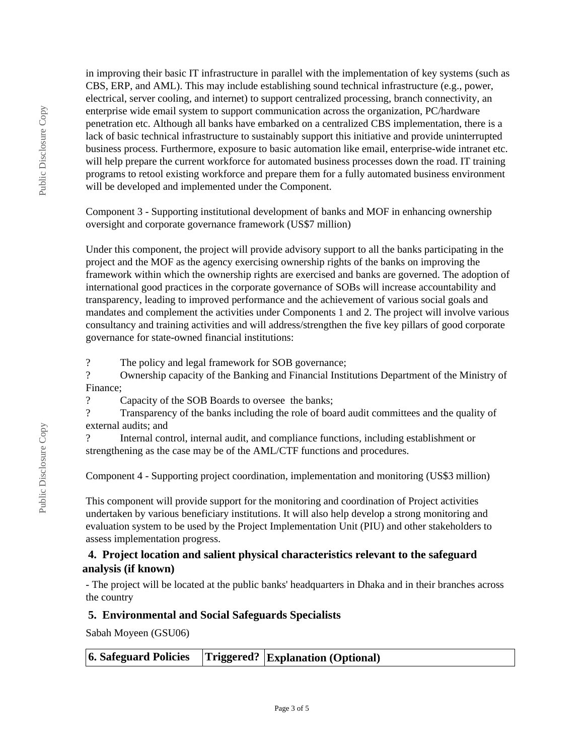in improving their basic IT infrastructure in parallel with the implementation of key systems (such as CBS, ERP, and AML). This may include establishing sound technical infrastructure (e.g., power, electrical, server cooling, and internet) to support centralized processing, branch connectivity, an enterprise wide email system to support communication across the organization, PC/hardware penetration etc. Although all banks have embarked on a centralized CBS implementation, there is a lack of basic technical infrastructure to sustainably support this initiative and provide uninterrupted business process. Furthermore, exposure to basic automation like email, enterprise-wide intranet etc. will help prepare the current workforce for automated business processes down the road. IT training programs to retool existing workforce and prepare them for a fully automated business environment will be developed and implemented under the Component.

Component 3 - Supporting institutional development of banks and MOF in enhancing ownership oversight and corporate governance framework (US$7 million)

Under this component, the project will provide advisory support to all the banks participating in the project and the MOF as the agency exercising ownership rights of the banks on improving the framework within which the ownership rights are exercised and banks are governed. The adoption of international good practices in the corporate governance of SOBs will increase accountability and transparency, leading to improved performance and the achievement of various social goals and mandates and complement the activities under Components 1 and 2. The project will involve various consultancy and training activities and will address/strengthen the five key pillars of good corporate governance for state-owned financial institutions:

? The policy and legal framework for SOB governance;
? Ownership capacity of the Banking and Financial Institutions Department of the Ministry of Finance;
? Capacity of the SOB Boards to oversee the banks;
? Transparency of the banks including the role of board audit committees and the quality of external audits; and
? Internal control, internal audit, and compliance functions, including establishment or strengthening as the case may be of the AML/CTF functions and procedures.

Component 4 - Supporting project coordination, implementation and monitoring (US$3 million)

This component will provide support for the monitoring and coordination of Project activities undertaken by various beneficiary institutions. It will also help develop a strong monitoring and evaluation system to be used by the Project Implementation Unit (PIU) and other stakeholders to assess implementation progress.

## 4. Project location and salient physical characteristics relevant to the safeguard analysis (if known)

- The project will be located at the public banks' headquarters in Dhaka and in their branches across the country

## 5. Environmental and Social Safeguards Specialists

Sabah Moyeen (GSU06)

| 6. Safeguard Policies | Triggered? | Explanation (Optional) |
| --- | --- | --- |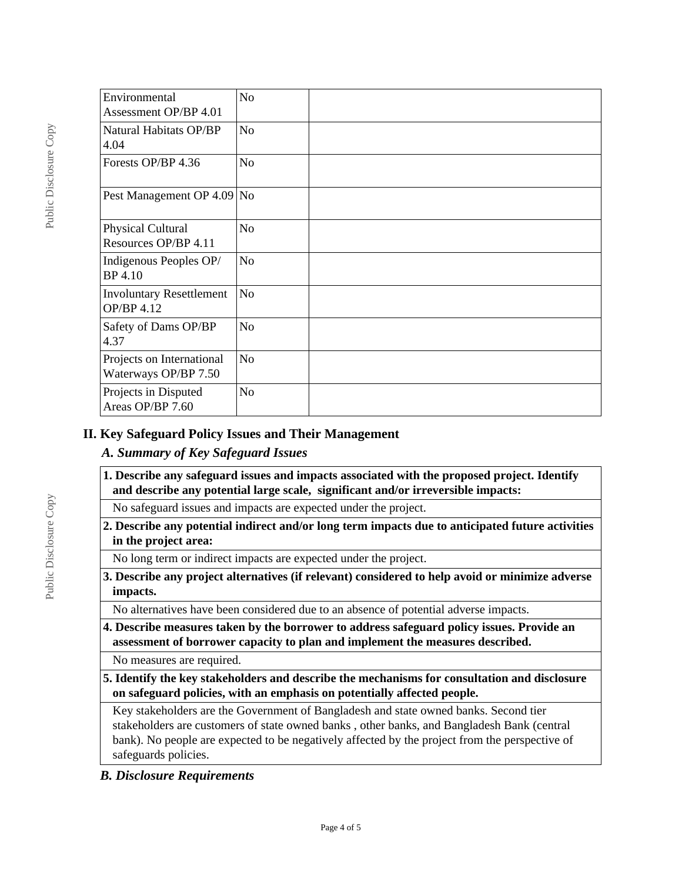| | | |
|---|---|---|
| Environmental Assessment OP/BP 4.01 | No | |
| Natural Habitats OP/BP 4.04 | No | |
| Forests OP/BP 4.36 | No | |
| Pest Management OP 4.09 | No | |
| Physical Cultural Resources OP/BP 4.11 | No | |
| Indigenous Peoples OP/ BP 4.10 | No | |
| Involuntary Resettlement OP/BP 4.12 | No | |
| Safety of Dams OP/BP 4.37 | No | |
| Projects on International Waterways OP/BP 7.50 | No | |
| Projects in Disputed Areas OP/BP 7.60 | No | |

## II. Key Safeguard Policy Issues and Their Management

### *A. Summary of Key Safeguard Issues*

**1. Describe any safeguard issues and impacts associated with the proposed project. Identify and describe any potential large scale, significant and/or irreversible impacts:**

No safeguard issues and impacts are expected under the project.

**2. Describe any potential indirect and/or long term impacts due to anticipated future activities in the project area:**

No long term or indirect impacts are expected under the project.

**3. Describe any project alternatives (if relevant) considered to help avoid or minimize adverse impacts.**

No alternatives have been considered due to an absence of potential adverse impacts.

**4. Describe measures taken by the borrower to address safeguard policy issues. Provide an assessment of borrower capacity to plan and implement the measures described.**

No measures are required.

**5. Identify the key stakeholders and describe the mechanisms for consultation and disclosure on safeguard policies, with an emphasis on potentially affected people.**

Key stakeholders are the Government of Bangladesh and state owned banks. Second tier stakeholders are customers of state owned banks , other banks, and Bangladesh Bank (central bank). No people are expected to be negatively affected by the project from the perspective of safeguards policies.

### *B. Disclosure Requirements*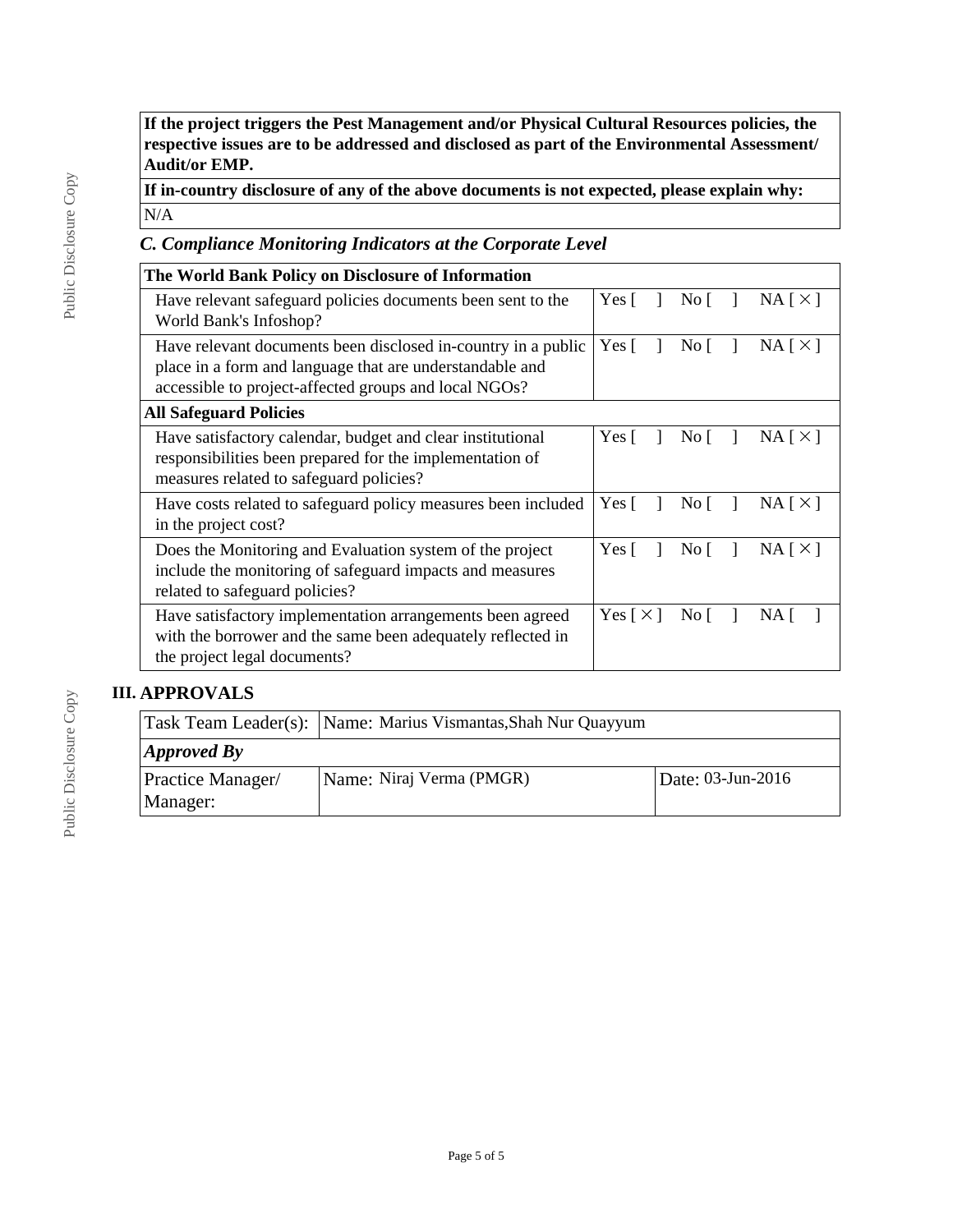| |
|---|
| **If the project triggers the Pest Management and/or Physical Cultural Resources policies, the respective issues are to be addressed and disclosed as part of the Environmental Assessment/ Audit/or EMP.** |
| **If in-country disclosure of any of the above documents is not expected, please explain why:** |
| N/A |

### *C. Compliance Monitoring Indicators at the Corporate Level*

| **The World Bank Policy on Disclosure of Information** | |
|---|---|
| Have relevant safeguard policies documents been sent to the World Bank's Infoshop? | Yes [ ] No [ ] NA [ × ] |
| Have relevant documents been disclosed in-country in a public place in a form and language that are understandable and accessible to project-affected groups and local NGOs? | Yes [ ] No [ ] NA [ × ] |
| **All Safeguard Policies** | |
| Have satisfactory calendar, budget and clear institutional responsibilities been prepared for the implementation of measures related to safeguard policies? | Yes [ ] No [ ] NA [ × ] |
| Have costs related to safeguard policy measures been included in the project cost? | Yes [ ] No [ ] NA [ × ] |
| Does the Monitoring and Evaluation system of the project include the monitoring of safeguard impacts and measures related to safeguard policies? | Yes [ ] No [ ] NA [ × ] |
| Have satisfactory implementation arrangements been agreed with the borrower and the same been adequately reflected in the project legal documents? | Yes [ × ] No [ ] NA [ ] |

## III. APPROVALS

| | | |
|---|---|---|
| Task Team Leader(s): | Name: Marius Vismantas,Shah Nur Quayyum | |
| ***Approved By*** | | |
| Practice Manager/ Manager: | Name: Niraj Verma (PMGR) | Date: 03-Jun-2016 |